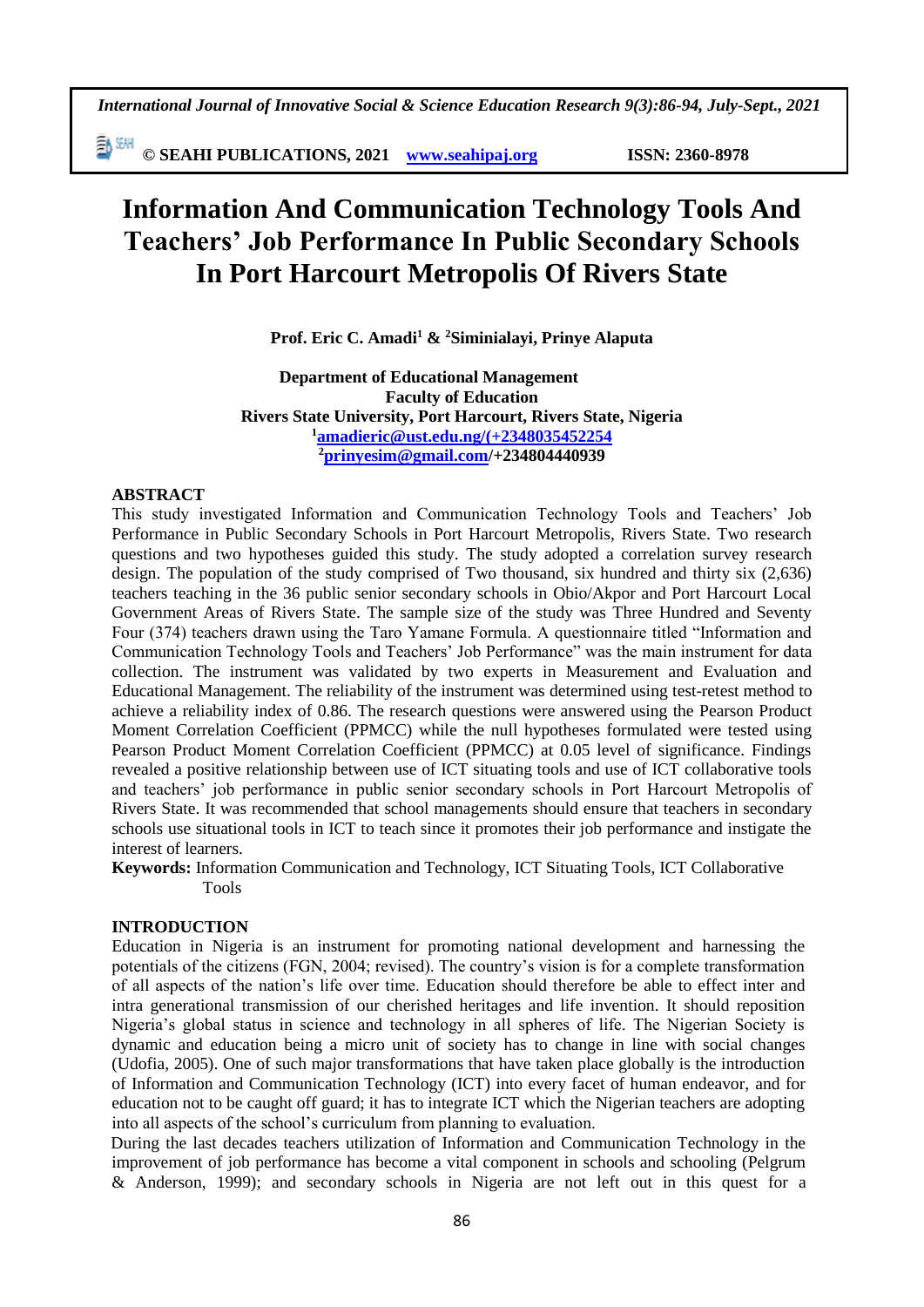# Information And Communication Technology Tools And Teachers' Job Performance In Public Secondary Schools In Port Harcourt Metropolis Of Rivers State

**Prof. Eric C. Amadi[1] & [2]Siminialayi, Prinye Alaputa**

**Department of Educational Management**
**Faculty of Education**
**Rivers State University, Port Harcourt, Rivers State, Nigeria**
**[1]amadieric@ust.edu.ng/(+2348035452254**
**[2]prinyesim@gmail.com/+234804440939**

## ABSTRACT

This study investigated Information and Communication Technology Tools and Teachers' Job Performance in Public Secondary Schools in Port Harcourt Metropolis, Rivers State. Two research questions and two hypotheses guided this study. The study adopted a correlation survey research design. The population of the study comprised of Two thousand, six hundred and thirty six (2,636) teachers teaching in the 36 public senior secondary schools in Obio/Akpor and Port Harcourt Local Government Areas of Rivers State. The sample size of the study was Three Hundred and Seventy Four (374) teachers drawn using the Taro Yamane Formula. A questionnaire titled "Information and Communication Technology Tools and Teachers' Job Performance" was the main instrument for data collection. The instrument was validated by two experts in Measurement and Evaluation and Educational Management. The reliability of the instrument was determined using test-retest method to achieve a reliability index of 0.86. The research questions were answered using the Pearson Product Moment Correlation Coefficient (PPMCC) while the null hypotheses formulated were tested using Pearson Product Moment Correlation Coefficient (PPMCC) at 0.05 level of significance. Findings revealed a positive relationship between use of ICT situating tools and use of ICT collaborative tools and teachers' job performance in public senior secondary schools in Port Harcourt Metropolis of Rivers State. It was recommended that school managements should ensure that teachers in secondary schools use situational tools in ICT to teach since it promotes their job performance and instigate the interest of learners.

**Keywords:** Information Communication and Technology, ICT Situating Tools, ICT Collaborative Tools

## INTRODUCTION

Education in Nigeria is an instrument for promoting national development and harnessing the potentials of the citizens (FGN, 2004; revised). The country's vision is for a complete transformation of all aspects of the nation's life over time. Education should therefore be able to effect inter and intra generational transmission of our cherished heritages and life invention. It should reposition Nigeria's global status in science and technology in all spheres of life. The Nigerian Society is dynamic and education being a micro unit of society has to change in line with social changes (Udofia, 2005). One of such major transformations that have taken place globally is the introduction of Information and Communication Technology (ICT) into every facet of human endeavor, and for education not to be caught off guard; it has to integrate ICT which the Nigerian teachers are adopting into all aspects of the school's curriculum from planning to evaluation.

During the last decades teachers utilization of Information and Communication Technology in the improvement of job performance has become a vital component in schools and schooling (Pelgrum & Anderson, 1999); and secondary schools in Nigeria are not left out in this quest for a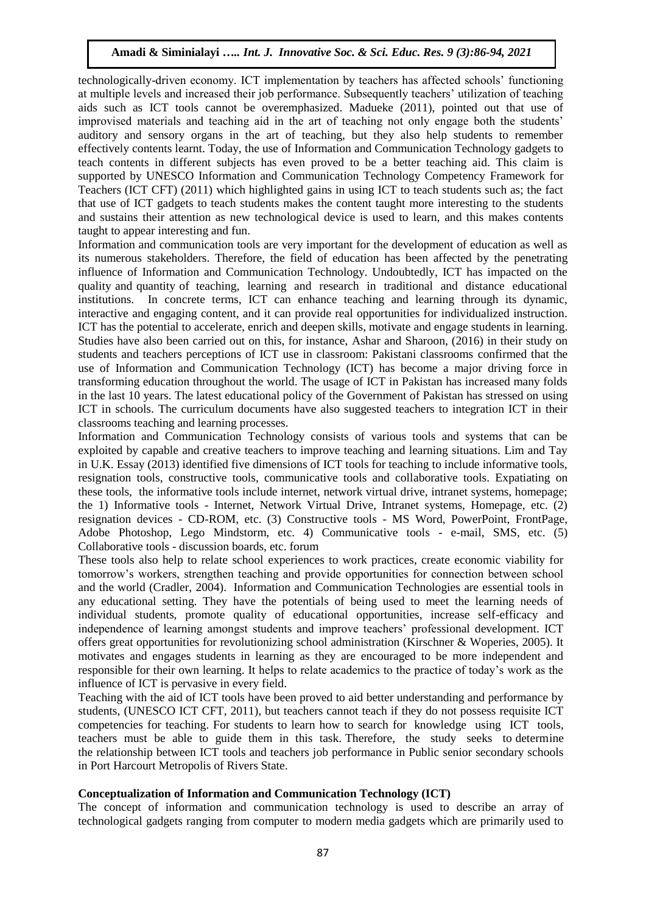technologically-driven economy. ICT implementation by teachers has affected schools' functioning at multiple levels and increased their job performance. Subsequently teachers' utilization of teaching aids such as ICT tools cannot be overemphasized. Madueke (2011), pointed out that use of improvised materials and teaching aid in the art of teaching not only engage both the students' auditory and sensory organs in the art of teaching, but they also help students to remember effectively contents learnt. Today, the use of Information and Communication Technology gadgets to teach contents in different subjects has even proved to be a better teaching aid. This claim is supported by UNESCO Information and Communication Technology Competency Framework for Teachers (ICT CFT) (2011) which highlighted gains in using ICT to teach students such as; the fact that use of ICT gadgets to teach students makes the content taught more interesting to the students and sustains their attention as new technological device is used to learn, and this makes contents taught to appear interesting and fun.

Information and communication tools are very important for the development of education as well as its numerous stakeholders. Therefore, the field of education has been affected by the penetrating influence of Information and Communication Technology. Undoubtedly, ICT has impacted on the quality and quantity of teaching, learning and research in traditional and distance educational institutions. In concrete terms, ICT can enhance teaching and learning through its dynamic, interactive and engaging content, and it can provide real opportunities for individualized instruction. ICT has the potential to accelerate, enrich and deepen skills, motivate and engage students in learning. Studies have also been carried out on this, for instance, Ashar and Sharoon, (2016) in their study on students and teachers perceptions of ICT use in classroom: Pakistani classrooms confirmed that the use of Information and Communication Technology (ICT) has become a major driving force in transforming education throughout the world. The usage of ICT in Pakistan has increased many folds in the last 10 years. The latest educational policy of the Government of Pakistan has stressed on using ICT in schools. The curriculum documents have also suggested teachers to integration ICT in their classrooms teaching and learning processes.

Information and Communication Technology consists of various tools and systems that can be exploited by capable and creative teachers to improve teaching and learning situations. Lim and Tay in U.K. Essay (2013) identified five dimensions of ICT tools for teaching to include informative tools, resignation tools, constructive tools, communicative tools and collaborative tools. Expatiating on these tools, the informative tools include internet, network virtual drive, intranet systems, homepage; the 1) Informative tools - Internet, Network Virtual Drive, Intranet systems, Homepage, etc. (2) resignation devices - CD-ROM, etc. (3) Constructive tools - MS Word, PowerPoint, FrontPage, Adobe Photoshop, Lego Mindstorm, etc. 4) Communicative tools - e-mail, SMS, etc. (5) Collaborative tools - discussion boards, etc. forum

These tools also help to relate school experiences to work practices, create economic viability for tomorrow's workers, strengthen teaching and provide opportunities for connection between school and the world (Cradler, 2004). Information and Communication Technologies are essential tools in any educational setting. They have the potentials of being used to meet the learning needs of individual students, promote quality of educational opportunities, increase self-efficacy and independence of learning amongst students and improve teachers' professional development. ICT offers great opportunities for revolutionizing school administration (Kirschner & Woperies, 2005). It motivates and engages students in learning as they are encouraged to be more independent and responsible for their own learning. It helps to relate academics to the practice of today's work as the influence of ICT is pervasive in every field.

Teaching with the aid of ICT tools have been proved to aid better understanding and performance by students, (UNESCO ICT CFT, 2011), but teachers cannot teach if they do not possess requisite ICT competencies for teaching. For students to learn how to search for knowledge using ICT tools, teachers must be able to guide them in this task. Therefore, the study seeks to determine the relationship between ICT tools and teachers job performance in Public senior secondary schools in Port Harcourt Metropolis of Rivers State.

**Conceptualization of Information and Communication Technology (ICT)**

The concept of information and communication technology is used to describe an array of technological gadgets ranging from computer to modern media gadgets which are primarily used to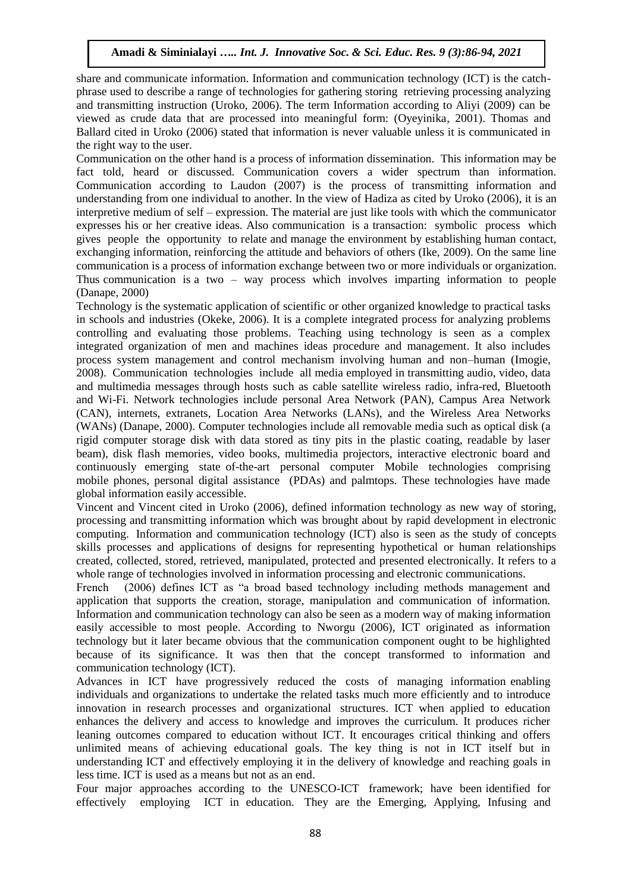share and communicate information. Information and communication technology (ICT) is the catch-phrase used to describe a range of technologies for gathering storing retrieving processing analyzing and transmitting instruction (Uroko, 2006). The term Information according to Aliyi (2009) can be viewed as crude data that are processed into meaningful form: (Oyeyinika, 2001). Thomas and Ballard cited in Uroko (2006) stated that information is never valuable unless it is communicated in the right way to the user.

Communication on the other hand is a process of information dissemination. This information may be fact told, heard or discussed. Communication covers a wider spectrum than information. Communication according to Laudon (2007) is the process of transmitting information and understanding from one individual to another. In the view of Hadiza as cited by Uroko (2006), it is an interpretive medium of self – expression. The material are just like tools with which the communicator expresses his or her creative ideas. Also communication is a transaction: symbolic process which gives people the opportunity to relate and manage the environment by establishing human contact, exchanging information, reinforcing the attitude and behaviors of others (Ike, 2009). On the same line communication is a process of information exchange between two or more individuals or organization. Thus communication is a two – way process which involves imparting information to people (Danape, 2000)

Technology is the systematic application of scientific or other organized knowledge to practical tasks in schools and industries (Okeke, 2006). It is a complete integrated process for analyzing problems controlling and evaluating those problems. Teaching using technology is seen as a complex integrated organization of men and machines ideas procedure and management. It also includes process system management and control mechanism involving human and non–human (Imogie, 2008). Communication technologies include all media employed in transmitting audio, video, data and multimedia messages through hosts such as cable satellite wireless radio, infra-red, Bluetooth and Wi-Fi. Network technologies include personal Area Network (PAN), Campus Area Network (CAN), internets, extranets, Location Area Networks (LANs), and the Wireless Area Networks (WANs) (Danape, 2000). Computer technologies include all removable media such as optical disk (a rigid computer storage disk with data stored as tiny pits in the plastic coating, readable by laser beam), disk flash memories, video books, multimedia projectors, interactive electronic board and continuously emerging state of-the-art personal computer Mobile technologies comprising mobile phones, personal digital assistance (PDAs) and palmtops. These technologies have made global information easily accessible.

Vincent and Vincent cited in Uroko (2006), defined information technology as new way of storing, processing and transmitting information which was brought about by rapid development in electronic computing. Information and communication technology (ICT) also is seen as the study of concepts skills processes and applications of designs for representing hypothetical or human relationships created, collected, stored, retrieved, manipulated, protected and presented electronically. It refers to a whole range of technologies involved in information processing and electronic communications.

French (2006) defines ICT as "a broad based technology including methods management and application that supports the creation, storage, manipulation and communication of information. Information and communication technology can also be seen as a modern way of making information easily accessible to most people. According to Nworgu (2006), ICT originated as information technology but it later became obvious that the communication component ought to be highlighted because of its significance. It was then that the concept transformed to information and communication technology (ICT).

Advances in ICT have progressively reduced the costs of managing information enabling individuals and organizations to undertake the related tasks much more efficiently and to introduce innovation in research processes and organizational structures. ICT when applied to education enhances the delivery and access to knowledge and improves the curriculum. It produces richer leaning outcomes compared to education without ICT. It encourages critical thinking and offers unlimited means of achieving educational goals. The key thing is not in ICT itself but in understanding ICT and effectively employing it in the delivery of knowledge and reaching goals in less time. ICT is used as a means but not as an end.

Four major approaches according to the UNESCO-ICT framework; have been identified for effectively employing ICT in education. They are the Emerging, Applying, Infusing and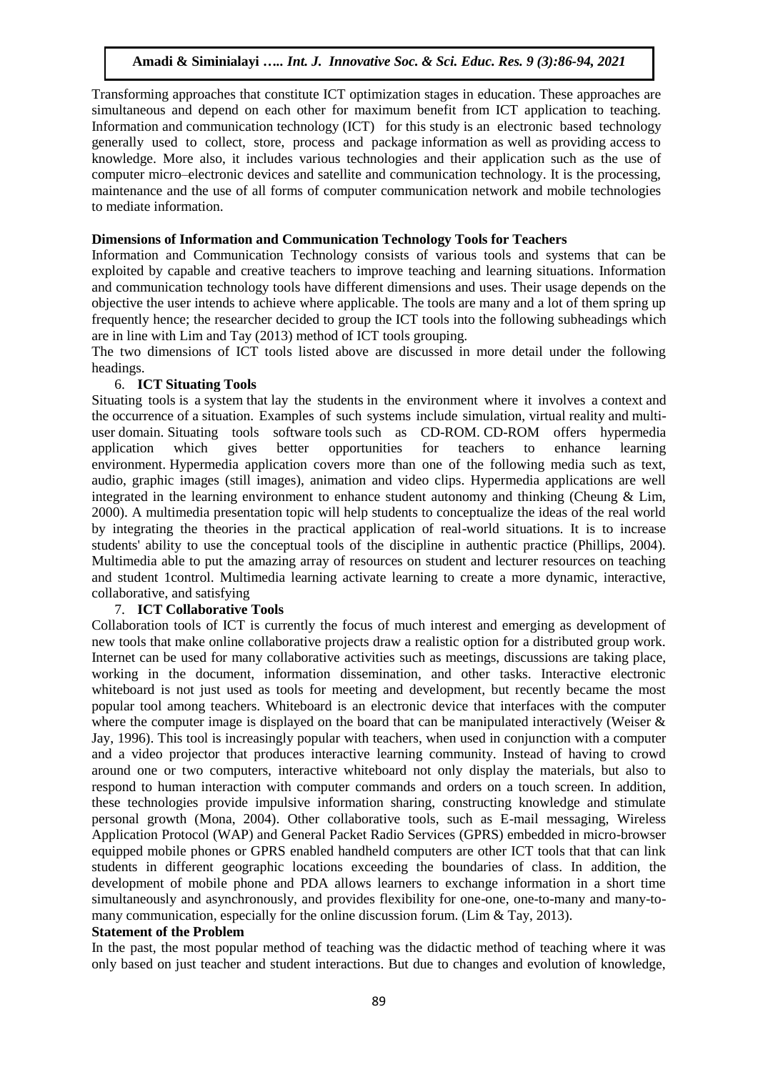Transforming approaches that constitute ICT optimization stages in education. These approaches are simultaneous and depend on each other for maximum benefit from ICT application to teaching. Information and communication technology (ICT) for this study is an electronic based technology generally used to collect, store, process and package information as well as providing access to knowledge. More also, it includes various technologies and their application such as the use of computer micro–electronic devices and satellite and communication technology. It is the processing, maintenance and the use of all forms of computer communication network and mobile technologies to mediate information.

**Dimensions of Information and Communication Technology Tools for Teachers**

Information and Communication Technology consists of various tools and systems that can be exploited by capable and creative teachers to improve teaching and learning situations. Information and communication technology tools have different dimensions and uses. Their usage depends on the objective the user intends to achieve where applicable. The tools are many and a lot of them spring up frequently hence; the researcher decided to group the ICT tools into the following subheadings which are in line with Lim and Tay (2013) method of ICT tools grouping.

The two dimensions of ICT tools listed above are discussed in more detail under the following headings.

6. **ICT Situating Tools**

Situating tools is a system that lay the students in the environment where it involves a context and the occurrence of a situation. Examples of such systems include simulation, virtual reality and multi-user domain. Situating tools software tools such as CD-ROM. CD-ROM offers hypermedia application which gives better opportunities for teachers to enhance learning environment. Hypermedia application covers more than one of the following media such as text, audio, graphic images (still images), animation and video clips. Hypermedia applications are well integrated in the learning environment to enhance student autonomy and thinking (Cheung & Lim, 2000). A multimedia presentation topic will help students to conceptualize the ideas of the real world by integrating the theories in the practical application of real-world situations. It is to increase students' ability to use the conceptual tools of the discipline in authentic practice (Phillips, 2004). Multimedia able to put the amazing array of resources on student and lecturer resources on teaching and student 1control. Multimedia learning activate learning to create a more dynamic, interactive, collaborative, and satisfying

7. **ICT Collaborative Tools**

Collaboration tools of ICT is currently the focus of much interest and emerging as development of new tools that make online collaborative projects draw a realistic option for a distributed group work. Internet can be used for many collaborative activities such as meetings, discussions are taking place, working in the document, information dissemination, and other tasks. Interactive electronic whiteboard is not just used as tools for meeting and development, but recently became the most popular tool among teachers. Whiteboard is an electronic device that interfaces with the computer where the computer image is displayed on the board that can be manipulated interactively (Weiser & Jay, 1996). This tool is increasingly popular with teachers, when used in conjunction with a computer and a video projector that produces interactive learning community. Instead of having to crowd around one or two computers, interactive whiteboard not only display the materials, but also to respond to human interaction with computer commands and orders on a touch screen. In addition, these technologies provide impulsive information sharing, constructing knowledge and stimulate personal growth (Mona, 2004). Other collaborative tools, such as E-mail messaging, Wireless Application Protocol (WAP) and General Packet Radio Services (GPRS) embedded in micro-browser equipped mobile phones or GPRS enabled handheld computers are other ICT tools that that can link students in different geographic locations exceeding the boundaries of class. In addition, the development of mobile phone and PDA allows learners to exchange information in a short time simultaneously and asynchronously, and provides flexibility for one-one, one-to-many and many-to-many communication, especially for the online discussion forum. (Lim & Tay, 2013).

**Statement of the Problem**

In the past, the most popular method of teaching was the didactic method of teaching where it was only based on just teacher and student interactions. But due to changes and evolution of knowledge,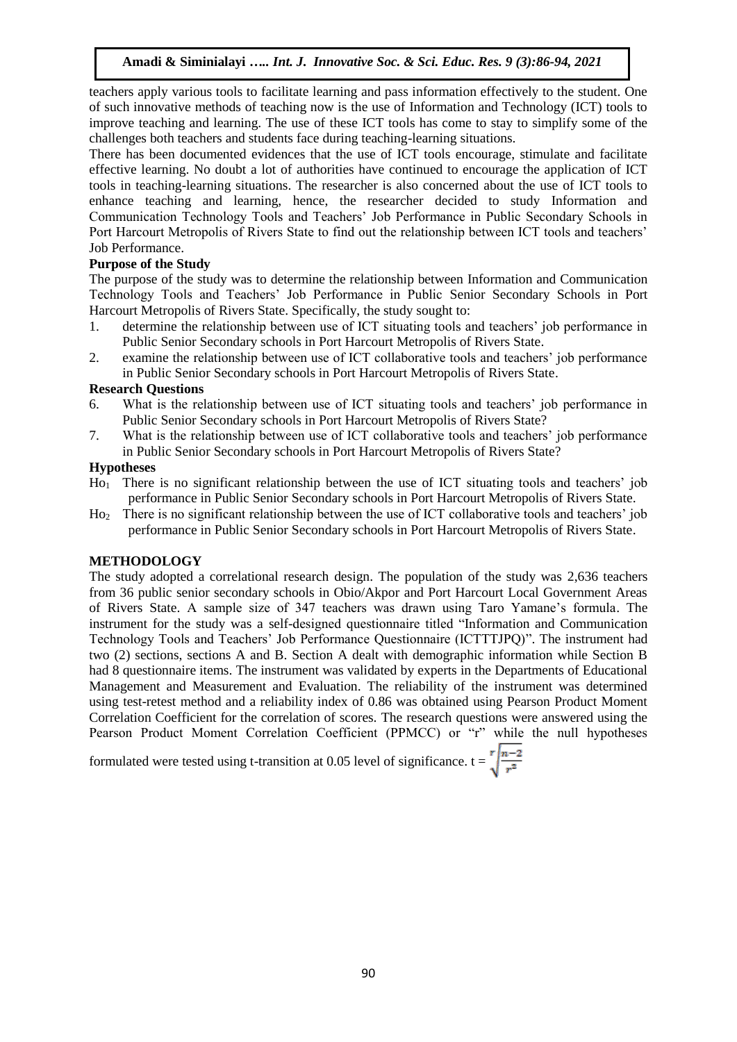teachers apply various tools to facilitate learning and pass information effectively to the student. One of such innovative methods of teaching now is the use of Information and Technology (ICT) tools to improve teaching and learning. The use of these ICT tools has come to stay to simplify some of the challenges both teachers and students face during teaching-learning situations.

There has been documented evidences that the use of ICT tools encourage, stimulate and facilitate effective learning. No doubt a lot of authorities have continued to encourage the application of ICT tools in teaching-learning situations. The researcher is also concerned about the use of ICT tools to enhance teaching and learning, hence, the researcher decided to study Information and Communication Technology Tools and Teachers' Job Performance in Public Secondary Schools in Port Harcourt Metropolis of Rivers State to find out the relationship between ICT tools and teachers' Job Performance.

**Purpose of the Study**

The purpose of the study was to determine the relationship between Information and Communication Technology Tools and Teachers' Job Performance in Public Senior Secondary Schools in Port Harcourt Metropolis of Rivers State. Specifically, the study sought to:

1. determine the relationship between use of ICT situating tools and teachers' job performance in Public Senior Secondary schools in Port Harcourt Metropolis of Rivers State.
2. examine the relationship between use of ICT collaborative tools and teachers' job performance in Public Senior Secondary schools in Port Harcourt Metropolis of Rivers State.

**Research Questions**

6. What is the relationship between use of ICT situating tools and teachers' job performance in Public Senior Secondary schools in Port Harcourt Metropolis of Rivers State?
7. What is the relationship between use of ICT collaborative tools and teachers' job performance in Public Senior Secondary schools in Port Harcourt Metropolis of Rivers State?

**Hypotheses**

$Ho_1$ There is no significant relationship between the use of ICT situating tools and teachers' job performance in Public Senior Secondary schools in Port Harcourt Metropolis of Rivers State.

$Ho_2$ There is no significant relationship between the use of ICT collaborative tools and teachers' job performance in Public Senior Secondary schools in Port Harcourt Metropolis of Rivers State.

## METHODOLOGY

The study adopted a correlational research design. The population of the study was 2,636 teachers from 36 public senior secondary schools in Obio/Akpor and Port Harcourt Local Government Areas of Rivers State. A sample size of 347 teachers was drawn using Taro Yamane's formula. The instrument for the study was a self-designed questionnaire titled "Information and Communication Technology Tools and Teachers' Job Performance Questionnaire (ICTTTJPQ)". The instrument had two (2) sections, sections A and B. Section A dealt with demographic information while Section B had 8 questionnaire items. The instrument was validated by experts in the Departments of Educational Management and Measurement and Evaluation. The reliability of the instrument was determined using test-retest method and a reliability index of 0.86 was obtained using Pearson Product Moment Correlation Coefficient for the correlation of scores. The research questions were answered using the Pearson Product Moment Correlation Coefficient (PPMCC) or "r" while the null hypotheses formulated were tested using t-transition at 0.05 level of significance. $t = \sqrt{\frac{r\sqrt{n-2}}{r^2}}$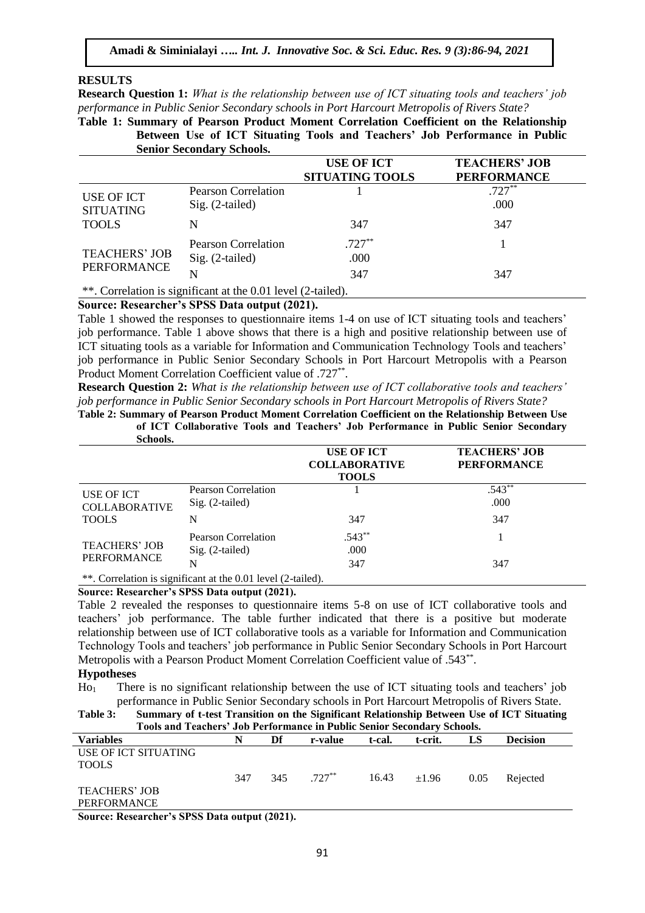## RESULTS

**Research Question 1:** *What is the relationship between use of ICT situating tools and teachers' job performance in Public Senior Secondary schools in Port Harcourt Metropolis of Rivers State?*

**Table 1: Summary of Pearson Product Moment Correlation Coefficient on the Relationship Between Use of ICT Situating Tools and Teachers' Job Performance in Public Senior Secondary Schools.**

| | | USE OF ICT SITUATING TOOLS | TEACHERS' JOB PERFORMANCE |
|---|---|---|---|
| USE OF ICT SITUATING TOOLS | Pearson Correlation | 1 | .727** |
| | Sig. (2-tailed) | | .000 |
| | N | 347 | 347 |
| TEACHERS' JOB PERFORMANCE | Pearson Correlation | .727** | 1 |
| | Sig. (2-tailed) | .000 | |
| | N | 347 | 347 |

**. Correlation is significant at the 0.01 level (2-tailed).

**Source: Researcher's SPSS Data output (2021).**

Table 1 showed the responses to questionnaire items 1-4 on use of ICT situating tools and teachers' job performance. Table 1 above shows that there is a high and positive relationship between use of ICT situating tools as a variable for Information and Communication Technology Tools and teachers' job performance in Public Senior Secondary Schools in Port Harcourt Metropolis with a Pearson Product Moment Correlation Coefficient value of .727**.

**Research Question 2:** *What is the relationship between use of ICT collaborative tools and teachers' job performance in Public Senior Secondary schools in Port Harcourt Metropolis of Rivers State?*

**Table 2: Summary of Pearson Product Moment Correlation Coefficient on the Relationship Between Use of ICT Collaborative Tools and Teachers' Job Performance in Public Senior Secondary Schools.**

| | | USE OF ICT COLLABORATIVE TOOLS | TEACHERS' JOB PERFORMANCE |
|---|---|---|---|
| USE OF ICT COLLABORATIVE TOOLS | Pearson Correlation | 1 | .543** |
| | Sig. (2-tailed) | | .000 |
| | N | 347 | 347 |
| TEACHERS' JOB PERFORMANCE | Pearson Correlation | .543** | 1 |
| | Sig. (2-tailed) | .000 | |
| | N | 347 | 347 |

**. Correlation is significant at the 0.01 level (2-tailed).

**Source: Researcher's SPSS Data output (2021).**

Table 2 revealed the responses to questionnaire items 5-8 on use of ICT collaborative tools and teachers' job performance. The table further indicated that there is a positive but moderate relationship between use of ICT collaborative tools as a variable for Information and Communication Technology Tools and teachers' job performance in Public Senior Secondary Schools in Port Harcourt Metropolis with a Pearson Product Moment Correlation Coefficient value of .543**.

### Hypotheses

$Ho_1$ There is no significant relationship between the use of ICT situating tools and teachers' job performance in Public Senior Secondary schools in Port Harcourt Metropolis of Rivers State.

**Table 3: Summary of t-test Transition on the Significant Relationship Between Use of ICT Situating Tools and Teachers' Job Performance in Public Senior Secondary Schools.**

| Variables | N | Df | r-value | t-cal. | t-crit. | LS | Decision |
|---|---|---|---|---|---|---|---|
| USE OF ICT SITUATING TOOLS / TEACHERS' JOB PERFORMANCE | 347 | 345 | .727** | 16.43 | ±1.96 | 0.05 | Rejected |

**Source: Researcher's SPSS Data output (2021).**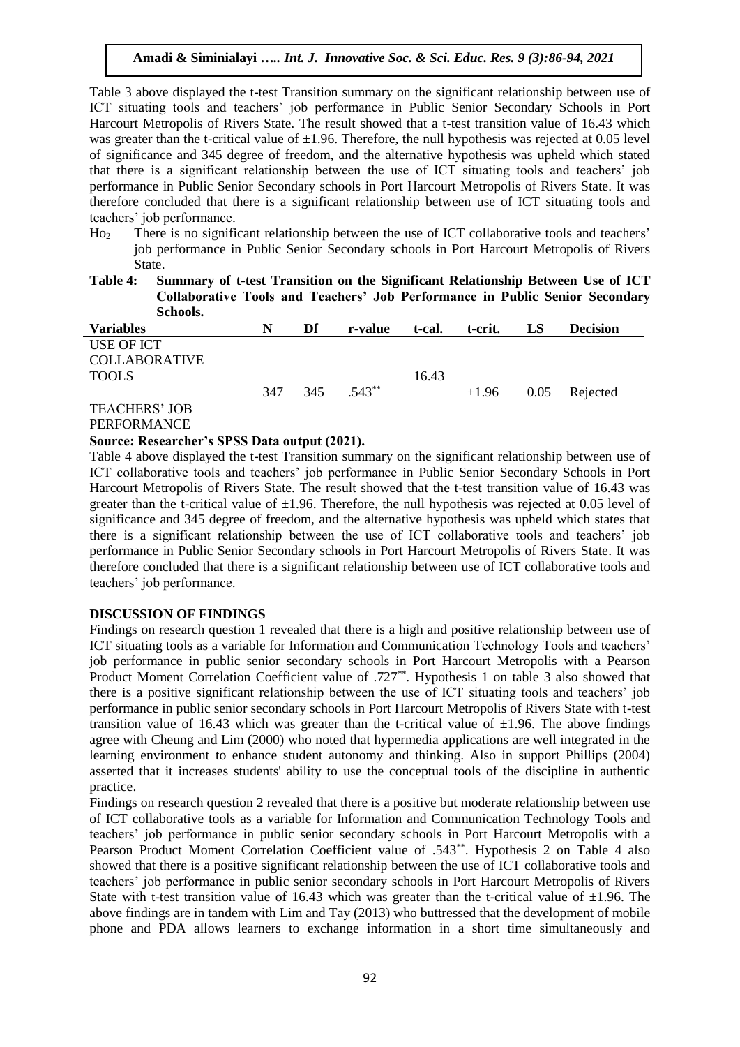Table 3 above displayed the t-test Transition summary on the significant relationship between use of ICT situating tools and teachers' job performance in Public Senior Secondary Schools in Port Harcourt Metropolis of Rivers State. The result showed that a t-test transition value of 16.43 which was greater than the t-critical value of ±1.96. Therefore, the null hypothesis was rejected at 0.05 level of significance and 345 degree of freedom, and the alternative hypothesis was upheld which stated that there is a significant relationship between the use of ICT situating tools and teachers' job performance in Public Senior Secondary schools in Port Harcourt Metropolis of Rivers State. It was therefore concluded that there is a significant relationship between use of ICT situating tools and teachers' job performance.

$Ho_2$ There is no significant relationship between the use of ICT collaborative tools and teachers' job performance in Public Senior Secondary schools in Port Harcourt Metropolis of Rivers State.

**Table 4: Summary of t-test Transition on the Significant Relationship Between Use of ICT Collaborative Tools and Teachers' Job Performance in Public Senior Secondary Schools.**

| Variables | N | Df | r-value | t-cal. | t-crit. | LS | Decision |
|---|---|---|---|---|---|---|---|
| USE OF ICT COLLABORATIVE TOOLS | 347 | 345 | .543** | 16.43 | ±1.96 | 0.05 | Rejected |
| TEACHERS' JOB PERFORMANCE | | | | | | | |

**Source: Researcher's SPSS Data output (2021).**

Table 4 above displayed the t-test Transition summary on the significant relationship between use of ICT collaborative tools and teachers' job performance in Public Senior Secondary Schools in Port Harcourt Metropolis of Rivers State. The result showed that the t-test transition value of 16.43 was greater than the t-critical value of ±1.96. Therefore, the null hypothesis was rejected at 0.05 level of significance and 345 degree of freedom, and the alternative hypothesis was upheld which states that there is a significant relationship between the use of ICT collaborative tools and teachers' job performance in Public Senior Secondary schools in Port Harcourt Metropolis of Rivers State. It was therefore concluded that there is a significant relationship between use of ICT collaborative tools and teachers' job performance.

## DISCUSSION OF FINDINGS

Findings on research question 1 revealed that there is a high and positive relationship between use of ICT situating tools as a variable for Information and Communication Technology Tools and teachers' job performance in public senior secondary schools in Port Harcourt Metropolis with a Pearson Product Moment Correlation Coefficient value of .727**. Hypothesis 1 on table 3 also showed that there is a positive significant relationship between the use of ICT situating tools and teachers' job performance in public senior secondary schools in Port Harcourt Metropolis of Rivers State with t-test transition value of 16.43 which was greater than the t-critical value of ±1.96. The above findings agree with Cheung and Lim (2000) who noted that hypermedia applications are well integrated in the learning environment to enhance student autonomy and thinking. Also in support Phillips (2004) asserted that it increases students' ability to use the conceptual tools of the discipline in authentic practice.

Findings on research question 2 revealed that there is a positive but moderate relationship between use of ICT collaborative tools as a variable for Information and Communication Technology Tools and teachers' job performance in public senior secondary schools in Port Harcourt Metropolis with a Pearson Product Moment Correlation Coefficient value of .543**. Hypothesis 2 on Table 4 also showed that there is a positive significant relationship between the use of ICT collaborative tools and teachers' job performance in public senior secondary schools in Port Harcourt Metropolis of Rivers State with t-test transition value of 16.43 which was greater than the t-critical value of ±1.96. The above findings are in tandem with Lim and Tay (2013) who buttressed that the development of mobile phone and PDA allows learners to exchange information in a short time simultaneously and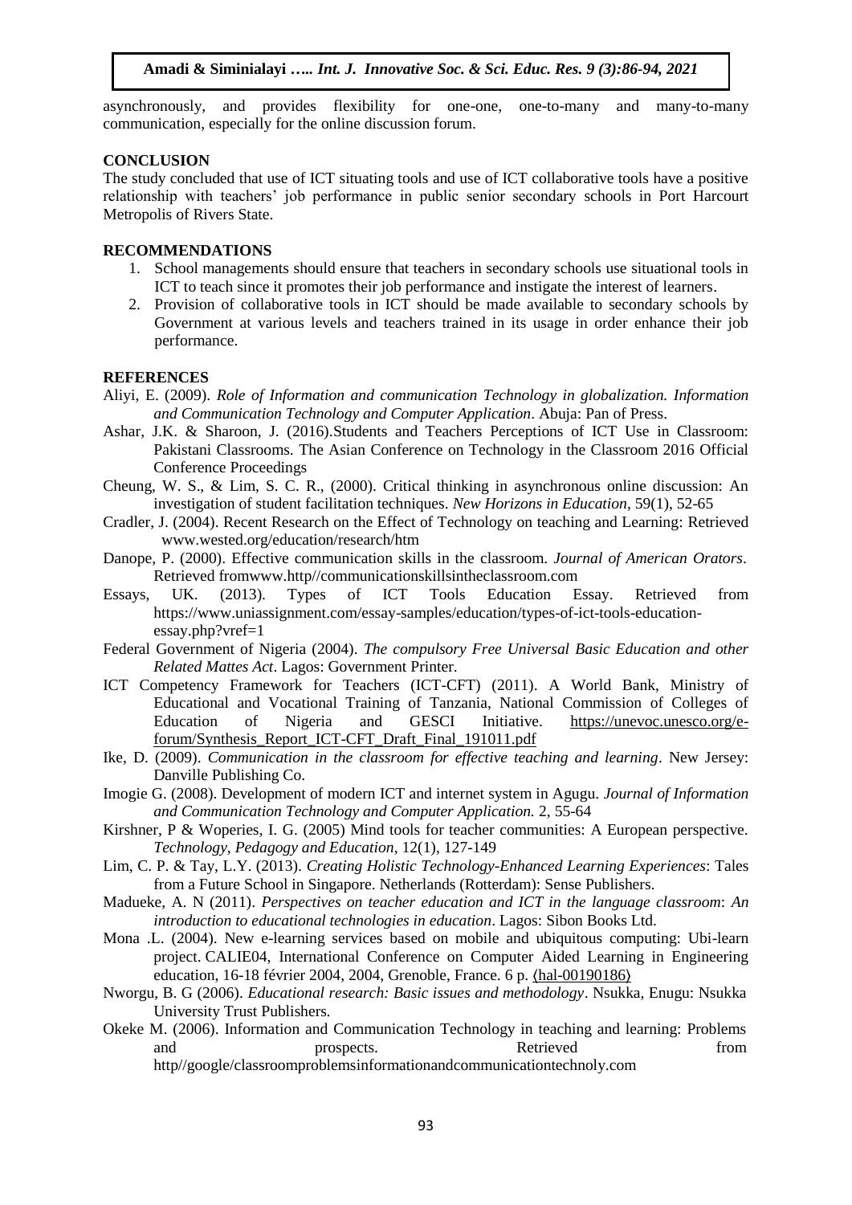asynchronously, and provides flexibility for one-one, one-to-many and many-to-many communication, especially for the online discussion forum.

## CONCLUSION

The study concluded that use of ICT situating tools and use of ICT collaborative tools have a positive relationship with teachers' job performance in public senior secondary schools in Port Harcourt Metropolis of Rivers State.

## RECOMMENDATIONS

1. School managements should ensure that teachers in secondary schools use situational tools in ICT to teach since it promotes their job performance and instigate the interest of learners.
2. Provision of collaborative tools in ICT should be made available to secondary schools by Government at various levels and teachers trained in its usage in order enhance their job performance.

## REFERENCES

Aliyi, E. (2009). *Role of Information and communication Technology in globalization. Information and Communication Technology and Computer Application*. Abuja: Pan of Press.

Ashar, J.K. & Sharoon, J. (2016).Students and Teachers Perceptions of ICT Use in Classroom: Pakistani Classrooms. The Asian Conference on Technology in the Classroom 2016 Official Conference Proceedings

Cheung, W. S., & Lim, S. C. R., (2000). Critical thinking in asynchronous online discussion: An investigation of student facilitation techniques. *New Horizons in Education*, 59(1), 52-65

Cradler, J. (2004). Recent Research on the Effect of Technology on teaching and Learning: Retrieved www.wested.org/education/research/htm

Danope, P. (2000). Effective communication skills in the classroom. *Journal of American Orators*. Retrieved fromwww.http//communicationskillsintheclassroom.com

Essays, UK. (2013). Types of ICT Tools Education Essay. Retrieved from https://www.uniassignment.com/essay-samples/education/types-of-ict-tools-education-essay.php?vref=1

Federal Government of Nigeria (2004). *The compulsory Free Universal Basic Education and other Related Mattes Act*. Lagos: Government Printer.

ICT Competency Framework for Teachers (ICT-CFT) (2011). A World Bank, Ministry of Educational and Vocational Training of Tanzania, National Commission of Colleges of Education of Nigeria and GESCI Initiative. https://unevoc.unesco.org/e-forum/Synthesis_Report_ICT-CFT_Draft_Final_191011.pdf

Ike, D. (2009). *Communication in the classroom for effective teaching and learning*. New Jersey: Danville Publishing Co.

Imogie G. (2008). Development of modern ICT and internet system in Agugu. *Journal of Information and Communication Technology and Computer Application.* 2, 55-64

Kirshner, P & Woperies, I. G. (2005) Mind tools for teacher communities: A European perspective. *Technology, Pedagogy and Education*, 12(1), 127-149

Lim, C. P. & Tay, L.Y. (2013). *Creating Holistic Technology-Enhanced Learning Experiences*: Tales from a Future School in Singapore. Netherlands (Rotterdam): Sense Publishers.

Madueke, A. N (2011). *Perspectives on teacher education and ICT in the language classroom*: *An introduction to educational technologies in education*. Lagos: Sibon Books Ltd.

Mona .L. (2004). New e-learning services based on mobile and ubiquitous computing: Ubi-learn project. CALIE04, International Conference on Computer Aided Learning in Engineering education, 16-18 février 2004, 2004, Grenoble, France. 6 p. ⟨hal-00190186⟩

Nworgu, B. G (2006). *Educational research: Basic issues and methodology*. Nsukka, Enugu: Nsukka University Trust Publishers.

Okeke M. (2006). Information and Communication Technology in teaching and learning: Problems and prospects. Retrieved from http//google/classroomproblemsinformationandcommunicationtechnoly.com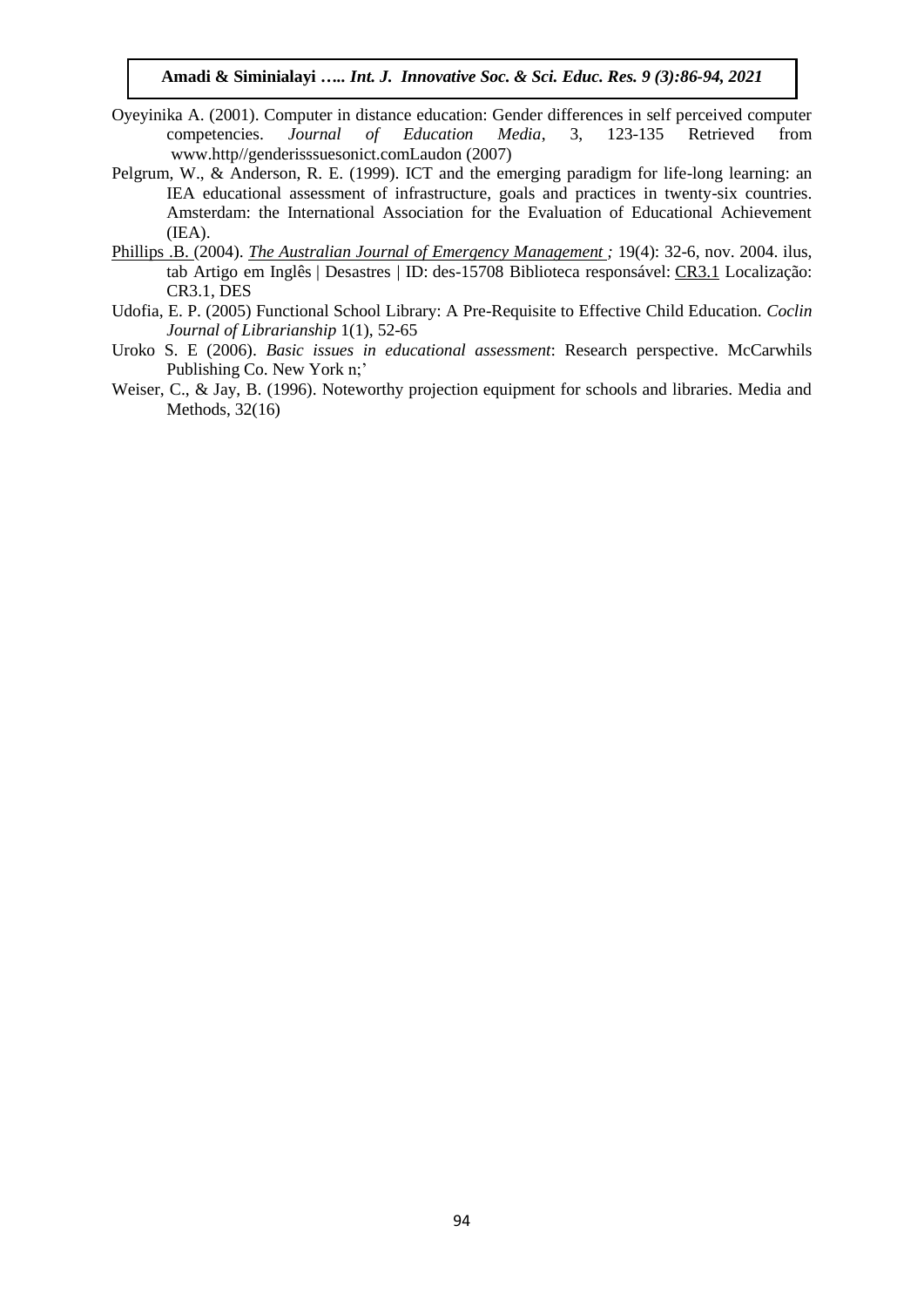Oyeyinika A. (2001). Computer in distance education: Gender differences in self perceived computer competencies. *Journal of Education Media*, 3, 123-135 Retrieved from www.http//genderisssuesonict.comLaudon (2007)

Pelgrum, W., & Anderson, R. E. (1999). ICT and the emerging paradigm for life-long learning: an IEA educational assessment of infrastructure, goals and practices in twenty-six countries. Amsterdam: the International Association for the Evaluation of Educational Achievement (IEA).

Phillips .B. (2004). *The Australian Journal of Emergency Management ;* 19(4): 32-6, nov. 2004. ilus, tab Artigo em Inglês | Desastres | ID: des-15708 Biblioteca responsável: CR3.1 Localização: CR3.1, DES

Udofia, E. P. (2005) Functional School Library: A Pre-Requisite to Effective Child Education. *Coclin Journal of Librarianship* 1(1), 52-65

Uroko S. E (2006). *Basic issues in educational assessment*: Research perspective. McCarwhils Publishing Co. New York n;'

Weiser, C., & Jay, B. (1996). Noteworthy projection equipment for schools and libraries. Media and Methods, 32(16)